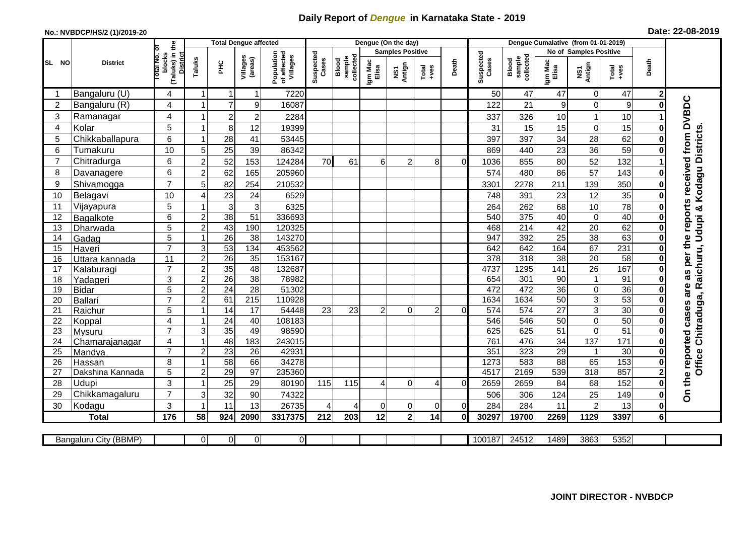# Daily Report of *Dengue* in Karnataka State - 2019

**No.: NVBDCP/HS/2 (1)/2019-20**

**Date: 22-08-2019**

| SL NO | District | Total No. of blocks (Taluks) in the District | Total Dengue affected | | | | Dengue (On the day) | | | | | | | Dengue Cumalative (from 01-01-2019) | | | | | | | |
|---|---|---|---|---|---|---|---|---|---|---|---|---|---|---|---|---|---|---|---|---|
| | | | Taluks | PHC | Villages (areas) | Population of affected Villages | Suspected Cases | Blood sample collected | Samples Positive | | | Death | Suspected Cases | Blood sample collected | No of Samples Positive | | | Death | |
| | | | | | | | | | Igm Mac Elisa | NS1 Antign | Total +ves | | | | Igm Mac Elisa | NS1 Antign | Total +ves | | |
| 1 | Bangaluru (U) | 4 | 1 | 1 | 1 | 7220 | | | | | | | 50 | 47 | 47 | 0 | 47 | 2 | On the reported cases are as per the reports received from DVBDC Office Chitraduga, Raichuru, Udupi & Kodagu Districts. |
| 2 | Bangaluru (R) | 4 | 1 | 7 | 9 | 16087 | | | | | | | 122 | 21 | 9 | 0 | 9 | 0 | |
| 3 | Ramanagar | 4 | 1 | 2 | 2 | 2284 | | | | | | | 337 | 326 | 10 | 1 | 10 | 1 | |
| 4 | Kolar | 5 | 1 | 8 | 12 | 19399 | | | | | | | 31 | 15 | 15 | 0 | 15 | 0 | |
| 5 | Chikkaballapura | 6 | 1 | 28 | 41 | 53445 | | | | | | | 397 | 397 | 34 | 28 | 62 | 0 | |
| 6 | Tumakuru | 10 | 5 | 25 | 39 | 86342 | | | | | | | 869 | 440 | 23 | 36 | 59 | 0 | |
| 7 | Chitradurga | 6 | 2 | 52 | 153 | 124284 | 70 | 61 | 6 | 2 | 8 | 0 | 1036 | 855 | 80 | 52 | 132 | 1 | |
| 8 | Davanagere | 6 | 2 | 62 | 165 | 205960 | | | | | | | 574 | 480 | 86 | 57 | 143 | 0 | |
| 9 | Shivamogga | 7 | 5 | 82 | 254 | 210532 | | | | | | | 3301 | 2278 | 211 | 139 | 350 | 0 | |
| 10 | Belagavi | 10 | 4 | 23 | 24 | 6529 | | | | | | | 748 | 391 | 23 | 12 | 35 | 0 | |
| 11 | Vijayapura | 5 | 1 | 3 | 3 | 6325 | | | | | | | 264 | 262 | 68 | 10 | 78 | 0 | |
| 12 | Bagalkote | 6 | 2 | 38 | 51 | 336693 | | | | | | | 540 | 375 | 40 | 0 | 40 | 0 | |
| 13 | Dharwada | 5 | 2 | 43 | 190 | 120325 | | | | | | | 468 | 214 | 42 | 20 | 62 | 0 | |
| 14 | Gadag | 5 | 1 | 26 | 38 | 143270 | | | | | | | 947 | 392 | 25 | 38 | 63 | 0 | |
| 15 | Haveri | 7 | 3 | 53 | 134 | 453562 | | | | | | | 642 | 642 | 164 | 67 | 231 | 0 | |
| 16 | Uttara kannada | 11 | 2 | 26 | 35 | 153167 | | | | | | | 378 | 318 | 38 | 20 | 58 | 0 | |
| 17 | Kalaburagi | 7 | 2 | 35 | 48 | 132687 | | | | | | | 4737 | 1295 | 141 | 26 | 167 | 0 | |
| 18 | Yadageri | 3 | 2 | 26 | 38 | 78982 | | | | | | | 654 | 301 | 90 | 1 | 91 | 0 | |
| 19 | Bidar | 5 | 2 | 24 | 28 | 51302 | | | | | | | 472 | 472 | 36 | 0 | 36 | 0 | |
| 20 | Ballari | 7 | 2 | 61 | 215 | 110928 | | | | | | | 1634 | 1634 | 50 | 3 | 53 | 0 | |
| 21 | Raichur | 5 | 1 | 14 | 17 | 54448 | 23 | 23 | 2 | 0 | 2 | 0 | 574 | 574 | 27 | 3 | 30 | 0 | |
| 22 | Koppal | 4 | 1 | 24 | 40 | 108183 | | | | | | | 546 | 546 | 50 | 0 | 50 | 0 | |
| 23 | Mysuru | 7 | 3 | 35 | 49 | 98590 | | | | | | | 625 | 625 | 51 | 0 | 51 | 0 | |
| 24 | Chamarajanagar | 4 | 1 | 48 | 183 | 243015 | | | | | | | 761 | 476 | 34 | 137 | 171 | 0 | |
| 25 | Mandya | 7 | 2 | 23 | 26 | 42931 | | | | | | | 351 | 323 | 29 | 1 | 30 | 0 | |
| 26 | Hassan | 8 | 1 | 58 | 66 | 34278 | | | | | | | 1273 | 583 | 88 | 65 | 153 | 0 | |
| 27 | Dakshina Kannada | 5 | 2 | 29 | 97 | 235360 | | | | | | | 4517 | 2169 | 539 | 318 | 857 | 2 | |
| 28 | Udupi | 3 | 1 | 25 | 29 | 80190 | 115 | 115 | 4 | 0 | 4 | 0 | 2659 | 2659 | 84 | 68 | 152 | 0 | |
| 29 | Chikkamagaluru | 7 | 3 | 32 | 90 | 74322 | | | | | | | 506 | 306 | 124 | 25 | 149 | 0 | |
| 30 | Kodagu | 3 | 1 | 11 | 13 | 26735 | 4 | 4 | 0 | 0 | 0 | 0 | 284 | 284 | 11 | 2 | 13 | 0 | |
| **Total** | | **176** | **58** | **924** | **2090** | **3317375** | **212** | **203** | **12** | **2** | **14** | **0** | **30297** | **19700** | **2269** | **1129** | **3397** | **6** | |

| Bangaluru City (BBMP) | | 0 | 0 | 0 | 0 | | | | | | | 100187 | 24512 | 1489 | 3863 | 5352 | | |
|---|---|---|---|---|---|---|---|---|---|---|---|---|---|---|---|---|---|---|

**JOINT DIRECTOR - NVBDCP**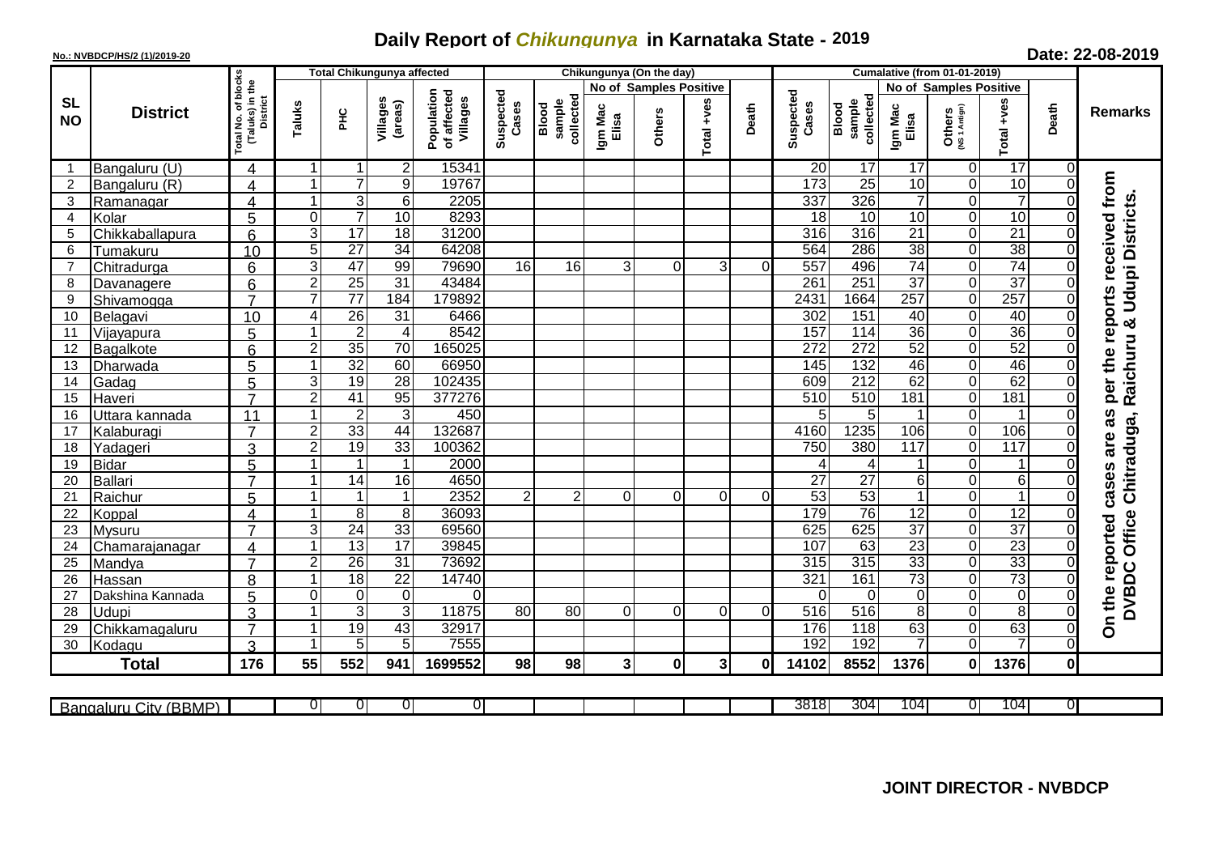# Daily Report of *Chikungunya* in Karnataka State - 2019

**No.: NVBDCP/HS/2 (1)/2019-20**

**Date: 22-08-2019**

| SL NO | District | Total No. of blocks (Taluks) in the District | Total Chikungunya affected | | | | Chikungunya (On the day) | | | | | | | Cumalative (from 01-01-2019) | | | | | | | Remarks |
|---|---|---|---|---|---|---|---|---|---|---|---|---|---|---|---|---|---|---|---|---|---|
| | | | | | | | | | No of Samples Positive | | | | | | | No of Samples Positive | | | | | |
| | | | Taluks | PHC | Villages (areas) | Population of affected Villages | Suspected Cases | Blood sample collected | Igm Mac Elisa | Others | Total +ves | Death | Suspected Cases | Blood sample collected | Igm Mac Elisa | Others (NS1 Antign) | Total +ves | Death | |
| 1 | Bangaluru (U) | 4 | 1 | 1 | 2 | 15341 | | | | | | | 20 | 17 | 17 | 0 | 17 | 0 | On the reported cases are as per the reports received from DVBDC Office Chitraduga, Raichuru & Udupi Districts. |
| 2 | Bangaluru (R) | 4 | 1 | 7 | 9 | 19767 | | | | | | | 173 | 25 | 10 | 0 | 10 | 0 | |
| 3 | Ramanagar | 4 | 1 | 3 | 6 | 2205 | | | | | | | 337 | 326 | 7 | 0 | 7 | 0 | |
| 4 | Kolar | 5 | 0 | 7 | 10 | 8293 | | | | | | | 18 | 10 | 10 | 0 | 10 | 0 | |
| 5 | Chikkaballapura | 6 | 3 | 17 | 18 | 31200 | | | | | | | 316 | 316 | 21 | 0 | 21 | 0 | |
| 6 | Tumakuru | 10 | 5 | 27 | 34 | 64208 | | | | | | | 564 | 286 | 38 | 0 | 38 | 0 | |
| 7 | Chitradurga | 6 | 3 | 47 | 99 | 79690 | 16 | 16 | 3 | 0 | 3 | 0 | 557 | 496 | 74 | 0 | 74 | 0 | |
| 8 | Davanagere | 6 | 2 | 25 | 31 | 43484 | | | | | | | 261 | 251 | 37 | 0 | 37 | 0 | |
| 9 | Shivamogga | 7 | 7 | 77 | 184 | 179892 | | | | | | | 2431 | 1664 | 257 | 0 | 257 | 0 | |
| 10 | Belagavi | 10 | 4 | 26 | 31 | 6466 | | | | | | | 302 | 151 | 40 | 0 | 40 | 0 | |
| 11 | Vijayapura | 5 | 1 | 2 | 4 | 8542 | | | | | | | 157 | 114 | 36 | 0 | 36 | 0 | |
| 12 | Bagalkote | 6 | 2 | 35 | 70 | 165025 | | | | | | | 272 | 272 | 52 | 0 | 52 | 0 | |
| 13 | Dharwada | 5 | 1 | 32 | 60 | 66950 | | | | | | | 145 | 132 | 46 | 0 | 46 | 0 | |
| 14 | Gadag | 5 | 3 | 19 | 28 | 102435 | | | | | | | 609 | 212 | 62 | 0 | 62 | 0 | |
| 15 | Haveri | 7 | 2 | 41 | 95 | 377276 | | | | | | | 510 | 510 | 181 | 0 | 181 | 0 | |
| 16 | Uttara kannada | 11 | 1 | 2 | 3 | 450 | | | | | | | 5 | 5 | 1 | 0 | 1 | 0 | |
| 17 | Kalaburagi | 7 | 2 | 33 | 44 | 132687 | | | | | | | 4160 | 1235 | 106 | 0 | 106 | 0 | |
| 18 | Yadageri | 3 | 2 | 19 | 33 | 100362 | | | | | | | 750 | 380 | 117 | 0 | 117 | 0 | |
| 19 | Bidar | 5 | 1 | 1 | 1 | 2000 | | | | | | | 4 | 4 | 1 | 0 | 1 | 0 | |
| 20 | Ballari | 7 | 1 | 14 | 16 | 4650 | | | | | | | 27 | 27 | 6 | 0 | 6 | 0 | |
| 21 | Raichur | 5 | 1 | 1 | 1 | 2352 | 2 | 2 | 0 | 0 | 0 | 0 | 53 | 53 | 1 | 0 | 1 | 0 | |
| 22 | Koppal | 4 | 1 | 8 | 8 | 36093 | | | | | | | 179 | 76 | 12 | 0 | 12 | 0 | |
| 23 | Mysuru | 7 | 3 | 24 | 33 | 69560 | | | | | | | 625 | 625 | 37 | 0 | 37 | 0 | |
| 24 | Chamarajanagar | 4 | 1 | 13 | 17 | 39845 | | | | | | | 107 | 63 | 23 | 0 | 23 | 0 | |
| 25 | Mandya | 7 | 2 | 26 | 31 | 73692 | | | | | | | 315 | 315 | 33 | 0 | 33 | 0 | |
| 26 | Hassan | 8 | 1 | 18 | 22 | 14740 | | | | | | | 321 | 161 | 73 | 0 | 73 | 0 | |
| 27 | Dakshina Kannada | 5 | 0 | 0 | 0 | 0 | | | | | | | 0 | 0 | 0 | 0 | 0 | 0 | |
| 28 | Udupi | 3 | 1 | 3 | 3 | 11875 | 80 | 80 | 0 | 0 | 0 | 0 | 516 | 516 | 8 | 0 | 8 | 0 | |
| 29 | Chikkamagaluru | 7 | 1 | 19 | 43 | 32917 | | | | | | | 176 | 118 | 63 | 0 | 63 | 0 | |
| 30 | Kodagu | 3 | 1 | 5 | 5 | 7555 | | | | | | | 192 | 192 | 7 | 0 | 7 | 0 | |
| **Total** | | **176** | **55** | **552** | **941** | **1699552** | **98** | **98** | **3** | **0** | **3** | **0** | **14102** | **8552** | **1376** | **0** | **1376** | **0** | |

| | | | | | | | | | | | | | | | | | | |
|---|---|---|---|---|---|---|---|---|---|---|---|---|---|---|---|---|---|---|
| Bangaluru City (BBMP) | | 0 | 0 | 0 | 0 | | | | | | | 3818 | 304 | 104 | 0 | 104 | 0 | |

**JOINT DIRECTOR - NVBDCP**